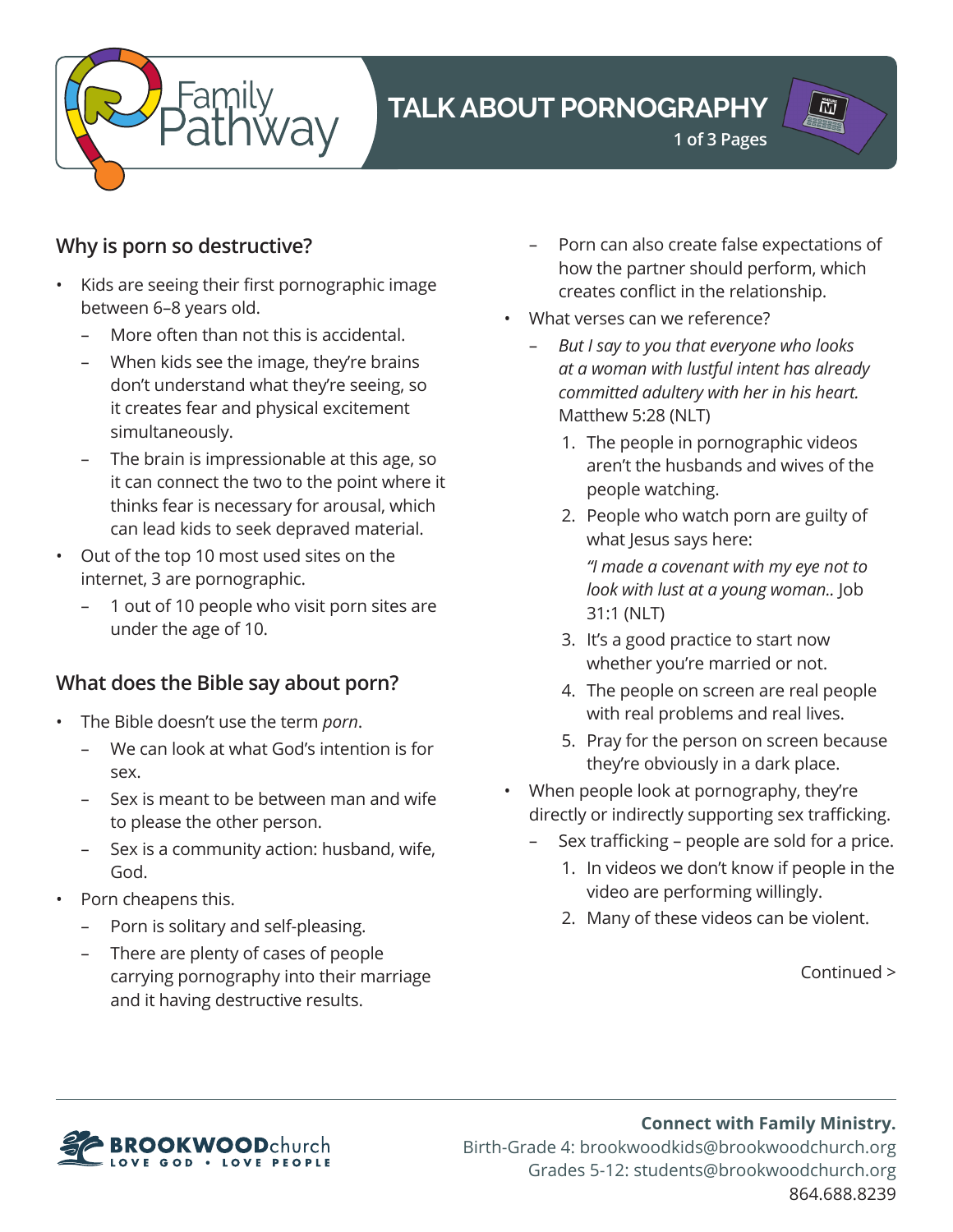# TALK ABOUT PORNOGRAPHY

## Why is porn so destructive?

- Kids are seeing their first pornographic image between 6–8 years old.
  - More often than not this is accidental.
  - When kids see the image, they're brains don't understand what they're seeing, so it creates fear and physical excitement simultaneously.
  - The brain is impressionable at this age, so it can connect the two to the point where it thinks fear is necessary for arousal, which can lead kids to seek depraved material.
- Out of the top 10 most used sites on the internet, 3 are pornographic.
  - 1 out of 10 people who visit porn sites are under the age of 10.

## What does the Bible say about porn?

- The Bible doesn't use the term *porn*.
  - We can look at what God's intention is for sex.
  - Sex is meant to be between man and wife to please the other person.
  - Sex is a community action: husband, wife, God.
- Porn cheapens this.
  - Porn is solitary and self-pleasing.
  - There are plenty of cases of people carrying pornography into their marriage and it having destructive results.
  - Porn can also create false expectations of how the partner should perform, which creates conflict in the relationship.
- What verses can we reference?
  - *But I say to you that everyone who looks at a woman with lustful intent has already committed adultery with her in his heart.* Matthew 5:28 (NLT)
    1. The people in pornographic videos aren't the husbands and wives of the people watching.
    2. People who watch porn are guilty of what Jesus says here:

       *"I made a covenant with my eye not to look with lust at a young woman..* Job 31:1 (NLT)
    3. It's a good practice to start now whether you're married or not.
    4. The people on screen are real people with real problems and real lives.
    5. Pray for the person on screen because they're obviously in a dark place.
- When people look at pornography, they're directly or indirectly supporting sex trafficking.
  - Sex trafficking – people are sold for a price.
    1. In videos we don't know if people in the video are performing willingly.
    2. Many of these videos can be violent.

Continued >

**Connect with Family Ministry.**
Birth-Grade 4: brookwoodkids@brookwoodchurch.org
Grades 5-12: students@brookwoodchurch.org
864.688.8239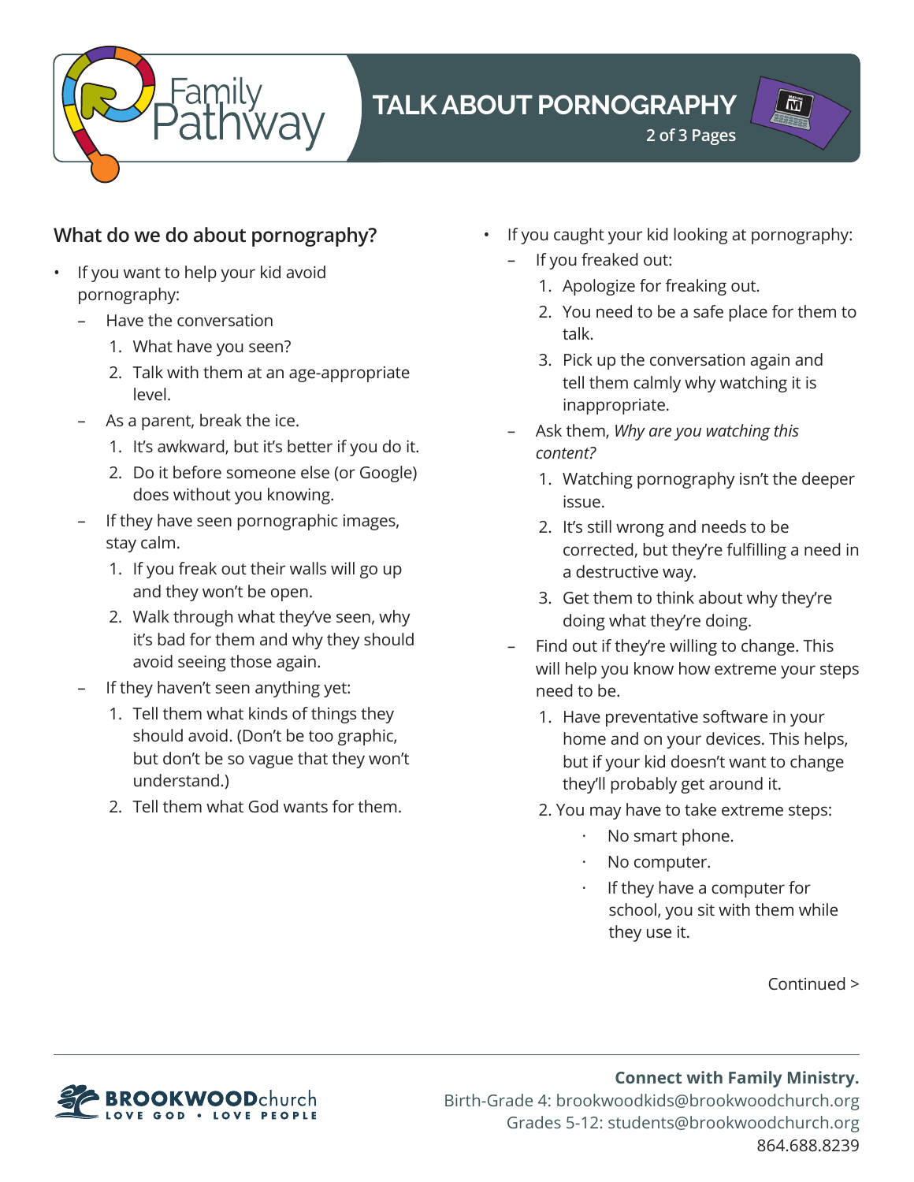# TALK ABOUT PORNOGRAPHY

## What do we do about pornography?

- If you want to help your kid avoid pornography:
  - Have the conversation
    1. What have you seen?
    2. Talk with them at an age-appropriate level.
  - As a parent, break the ice.
    1. It's awkward, but it's better if you do it.
    2. Do it before someone else (or Google) does without you knowing.
  - If they have seen pornographic images, stay calm.
    1. If you freak out their walls will go up and they won't be open.
    2. Walk through what they've seen, why it's bad for them and why they should avoid seeing those again.
  - If they haven't seen anything yet:
    1. Tell them what kinds of things they should avoid. (Don't be too graphic, but don't be so vague that they won't understand.)
    2. Tell them what God wants for them.
- If you caught your kid looking at pornography:
  - If you freaked out:
    1. Apologize for freaking out.
    2. You need to be a safe place for them to talk.
    3. Pick up the conversation again and tell them calmly why watching it is inappropriate.
  - Ask them, *Why are you watching this content?*
    1. Watching pornography isn't the deeper issue.
    2. It's still wrong and needs to be corrected, but they're fulfilling a need in a destructive way.
    3. Get them to think about why they're doing what they're doing.
  - Find out if they're willing to change. This will help you know how extreme your steps need to be.
    1. Have preventative software in your home and on your devices. This helps, but if your kid doesn't want to change they'll probably get around it.
    2. You may have to take extreme steps:
       - No smart phone.
       - No computer.
       - If they have a computer for school, you sit with them while they use it.

Continued >

**Connect with Family Ministry.**
Birth-Grade 4: brookwoodkids@brookwoodchurch.org
Grades 5-12: students@brookwoodchurch.org
864.688.8239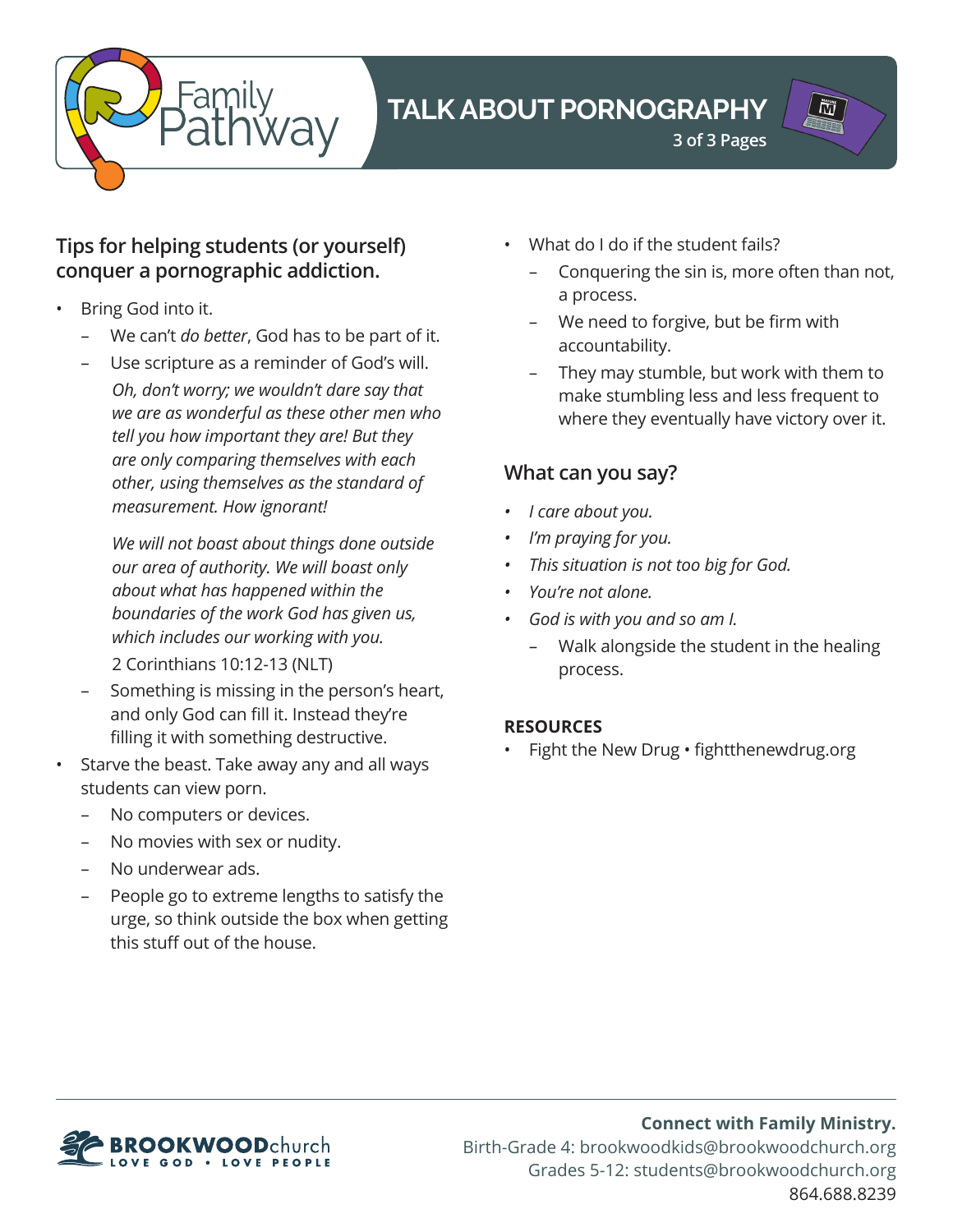# TALK ABOUT PORNOGRAPHY

## Tips for helping students (or yourself) conquer a pornographic addiction.

- Bring God into it.
  - We can't *do better*, God has to be part of it.
  - Use scripture as a reminder of God's will.

    *Oh, don't worry; we wouldn't dare say that we are as wonderful as these other men who tell you how important they are! But they are only comparing themselves with each other, using themselves as the standard of measurement. How ignorant!*

    *We will not boast about things done outside our area of authority. We will boast only about what has happened within the boundaries of the work God has given us, which includes our working with you.*

    2 Corinthians 10:12-13 (NLT)
  - Something is missing in the person's heart, and only God can fill it. Instead they're filling it with something destructive.
- Starve the beast. Take away any and all ways students can view porn.
  - No computers or devices.
  - No movies with sex or nudity.
  - No underwear ads.
  - People go to extreme lengths to satisfy the urge, so think outside the box when getting this stuff out of the house.
- What do I do if the student fails?
  - Conquering the sin is, more often than not, a process.
  - We need to forgive, but be firm with accountability.
  - They may stumble, but work with them to make stumbling less and less frequent to where they eventually have victory over it.

## What can you say?

- *I care about you.*
- *I'm praying for you.*
- *This situation is not too big for God.*
- *You're not alone.*
- *God is with you and so am I.*
  - Walk alongside the student in the healing process.

**RESOURCES**

- Fight the New Drug • fightthenewdrug.org

**Connect with Family Ministry.**
Birth-Grade 4: brookwoodkids@brookwoodchurch.org
Grades 5-12: students@brookwoodchurch.org
864.688.8239